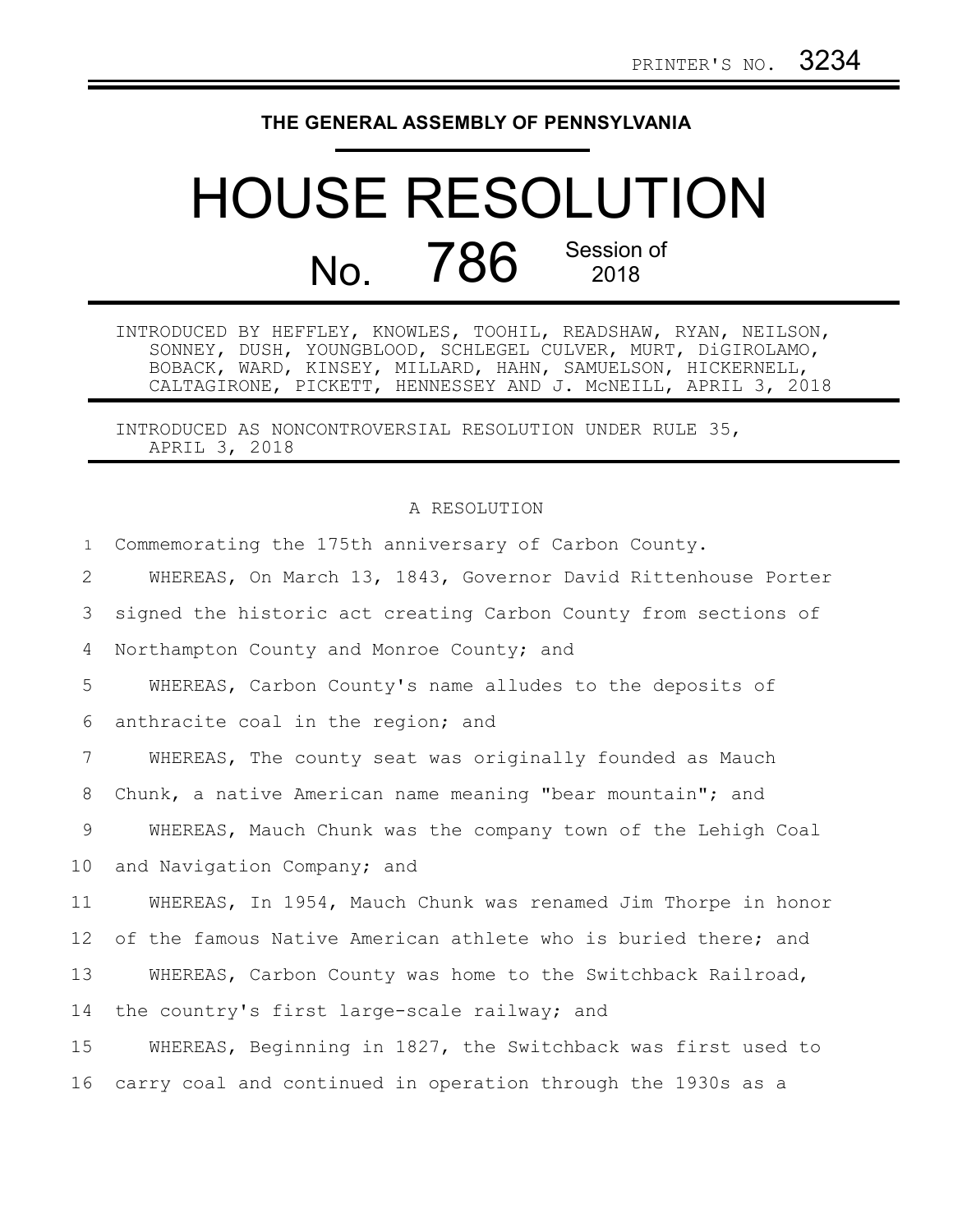PRINTER'S NO. 3234

# THE GENERAL ASSEMBLY OF PENNSYLVANIA

# HOUSE RESOLUTION

## No. 786 Session of 2018

INTRODUCED BY HEFFLEY, KNOWLES, TOOHIL, READSHAW, RYAN, NEILSON, SONNEY, DUSH, YOUNGBLOOD, SCHLEGEL CULVER, MURT, DiGIROLAMO, BOBACK, WARD, KINSEY, MILLARD, HAHN, SAMUELSON, HICKERNELL, CALTAGIRONE, PICKETT, HENNESSEY AND J. McNEILL, APRIL 3, 2018

INTRODUCED AS NONCONTROVERSIAL RESOLUTION UNDER RULE 35, APRIL 3, 2018

A RESOLUTION

Commemorating the 175th anniversary of Carbon County.

WHEREAS, On March 13, 1843, Governor David Rittenhouse Porter signed the historic act creating Carbon County from sections of Northampton County and Monroe County; and

WHEREAS, Carbon County's name alludes to the deposits of anthracite coal in the region; and

WHEREAS, The county seat was originally founded as Mauch Chunk, a native American name meaning "bear mountain"; and

WHEREAS, Mauch Chunk was the company town of the Lehigh Coal and Navigation Company; and

WHEREAS, In 1954, Mauch Chunk was renamed Jim Thorpe in honor of the famous Native American athlete who is buried there; and

WHEREAS, Carbon County was home to the Switchback Railroad, the country's first large-scale railway; and

WHEREAS, Beginning in 1827, the Switchback was first used to carry coal and continued in operation through the 1930s as a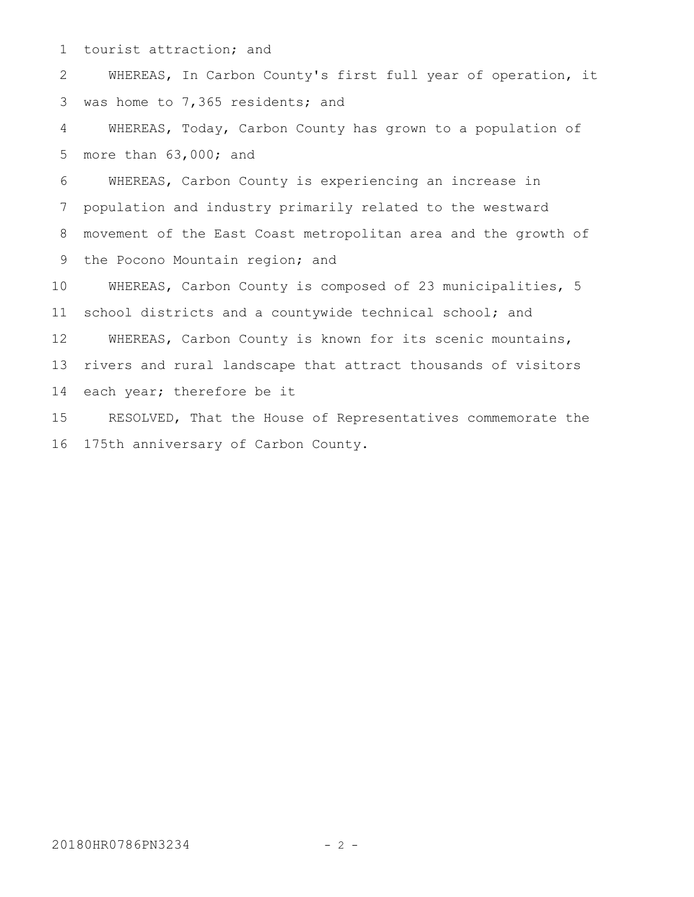tourist attraction; and

WHEREAS, In Carbon County's first full year of operation, it was home to 7,365 residents; and

WHEREAS, Today, Carbon County has grown to a population of more than 63,000; and

WHEREAS, Carbon County is experiencing an increase in population and industry primarily related to the westward movement of the East Coast metropolitan area and the growth of the Pocono Mountain region; and

WHEREAS, Carbon County is composed of 23 municipalities, 5 school districts and a countywide technical school; and

WHEREAS, Carbon County is known for its scenic mountains, rivers and rural landscape that attract thousands of visitors each year; therefore be it

RESOLVED, That the House of Representatives commemorate the 175th anniversary of Carbon County.